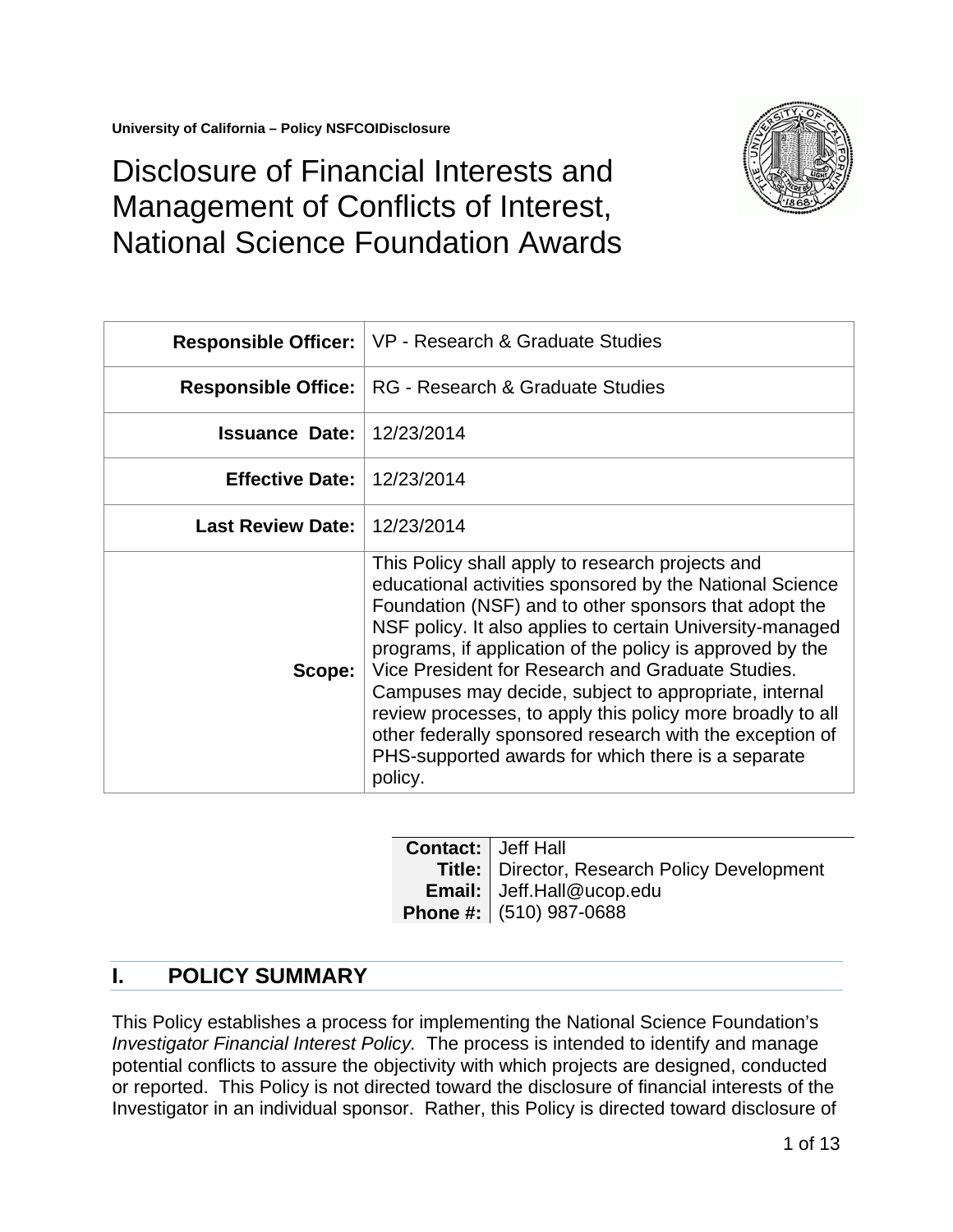**University of California – Policy NSFCOIDisclosure**

# Disclosure of Financial Interests and Management of Conflicts of Interest, National Science Foundation Awards

| | |
|---|---|
| **Responsible Officer:** | VP - Research & Graduate Studies |
| **Responsible Office:** | RG - Research & Graduate Studies |
| **Issuance Date:** | 12/23/2014 |
| **Effective Date:** | 12/23/2014 |
| **Last Review Date:** | 12/23/2014 |
| **Scope:** | This Policy shall apply to research projects and educational activities sponsored by the National Science Foundation (NSF) and to other sponsors that adopt the NSF policy. It also applies to certain University-managed programs, if application of the policy is approved by the Vice President for Research and Graduate Studies. Campuses may decide, subject to appropriate, internal review processes, to apply this policy more broadly to all other federally sponsored research with the exception of PHS-supported awards for which there is a separate policy. |

| | |
|---|---|
| **Contact:** | Jeff Hall |
| **Title:** | Director, Research Policy Development |
| **Email:** | Jeff.Hall@ucop.edu |
| **Phone #:** | (510) 987-0688 |

## I. POLICY SUMMARY

This Policy establishes a process for implementing the National Science Foundation's *Investigator Financial Interest Policy.* The process is intended to identify and manage potential conflicts to assure the objectivity with which projects are designed, conducted or reported. This Policy is not directed toward the disclosure of financial interests of the Investigator in an individual sponsor. Rather, this Policy is directed toward disclosure of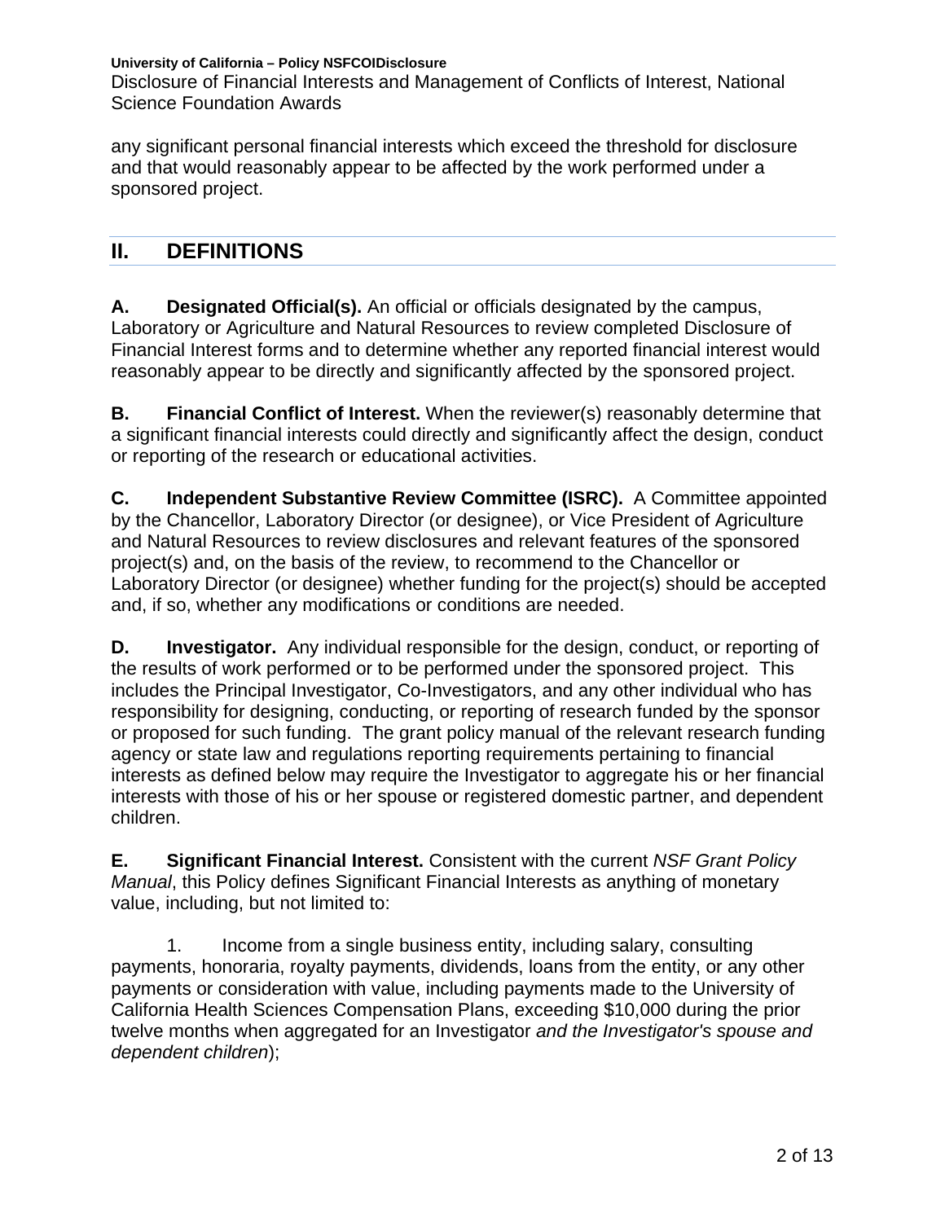any significant personal financial interests which exceed the threshold for disclosure and that would reasonably appear to be affected by the work performed under a sponsored project.

## II. DEFINITIONS

**A. Designated Official(s).** An official or officials designated by the campus, Laboratory or Agriculture and Natural Resources to review completed Disclosure of Financial Interest forms and to determine whether any reported financial interest would reasonably appear to be directly and significantly affected by the sponsored project.

**B. Financial Conflict of Interest.** When the reviewer(s) reasonably determine that a significant financial interests could directly and significantly affect the design, conduct or reporting of the research or educational activities.

**C. Independent Substantive Review Committee (ISRC).** A Committee appointed by the Chancellor, Laboratory Director (or designee), or Vice President of Agriculture and Natural Resources to review disclosures and relevant features of the sponsored project(s) and, on the basis of the review, to recommend to the Chancellor or Laboratory Director (or designee) whether funding for the project(s) should be accepted and, if so, whether any modifications or conditions are needed.

**D. Investigator.** Any individual responsible for the design, conduct, or reporting of the results of work performed or to be performed under the sponsored project. This includes the Principal Investigator, Co-Investigators, and any other individual who has responsibility for designing, conducting, or reporting of research funded by the sponsor or proposed for such funding. The grant policy manual of the relevant research funding agency or state law and regulations reporting requirements pertaining to financial interests as defined below may require the Investigator to aggregate his or her financial interests with those of his or her spouse or registered domestic partner, and dependent children.

**E. Significant Financial Interest.** Consistent with the current *NSF Grant Policy Manual*, this Policy defines Significant Financial Interests as anything of monetary value, including, but not limited to:

1. Income from a single business entity, including salary, consulting payments, honoraria, royalty payments, dividends, loans from the entity, or any other payments or consideration with value, including payments made to the University of California Health Sciences Compensation Plans, exceeding $10,000 during the prior twelve months when aggregated for an Investigator *and the Investigator's spouse and dependent children*);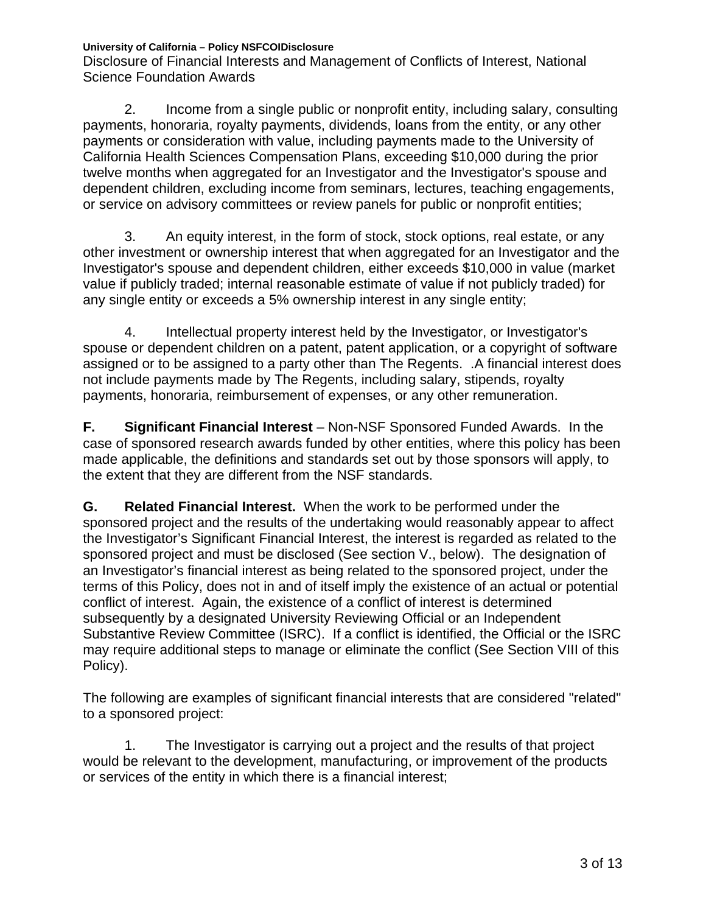2. Income from a single public or nonprofit entity, including salary, consulting payments, honoraria, royalty payments, dividends, loans from the entity, or any other payments or consideration with value, including payments made to the University of California Health Sciences Compensation Plans, exceeding $10,000 during the prior twelve months when aggregated for an Investigator and the Investigator's spouse and dependent children, excluding income from seminars, lectures, teaching engagements, or service on advisory committees or review panels for public or nonprofit entities;

3. An equity interest, in the form of stock, stock options, real estate, or any other investment or ownership interest that when aggregated for an Investigator and the Investigator's spouse and dependent children, either exceeds $10,000 in value (market value if publicly traded; internal reasonable estimate of value if not publicly traded) for any single entity or exceeds a 5% ownership interest in any single entity;

4. Intellectual property interest held by the Investigator, or Investigator's spouse or dependent children on a patent, patent application, or a copyright of software assigned or to be assigned to a party other than The Regents. .A financial interest does not include payments made by The Regents, including salary, stipends, royalty payments, honoraria, reimbursement of expenses, or any other remuneration.

**F. Significant Financial Interest** – Non-NSF Sponsored Funded Awards. In the case of sponsored research awards funded by other entities, where this policy has been made applicable, the definitions and standards set out by those sponsors will apply, to the extent that they are different from the NSF standards.

**G. Related Financial Interest.** When the work to be performed under the sponsored project and the results of the undertaking would reasonably appear to affect the Investigator's Significant Financial Interest, the interest is regarded as related to the sponsored project and must be disclosed (See section V., below). The designation of an Investigator's financial interest as being related to the sponsored project, under the terms of this Policy, does not in and of itself imply the existence of an actual or potential conflict of interest. Again, the existence of a conflict of interest is determined subsequently by a designated University Reviewing Official or an Independent Substantive Review Committee (ISRC). If a conflict is identified, the Official or the ISRC may require additional steps to manage or eliminate the conflict (See Section VIII of this Policy).

The following are examples of significant financial interests that are considered "related" to a sponsored project:

1. The Investigator is carrying out a project and the results of that project would be relevant to the development, manufacturing, or improvement of the products or services of the entity in which there is a financial interest;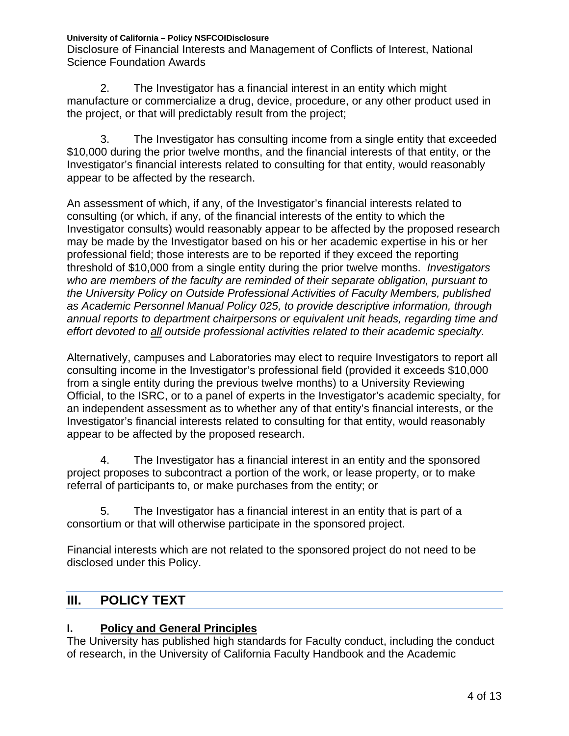2. The Investigator has a financial interest in an entity which might manufacture or commercialize a drug, device, procedure, or any other product used in the project, or that will predictably result from the project;

3. The Investigator has consulting income from a single entity that exceeded $10,000 during the prior twelve months, and the financial interests of that entity, or the Investigator's financial interests related to consulting for that entity, would reasonably appear to be affected by the research.

An assessment of which, if any, of the Investigator's financial interests related to consulting (or which, if any, of the financial interests of the entity to which the Investigator consults) would reasonably appear to be affected by the proposed research may be made by the Investigator based on his or her academic expertise in his or her professional field; those interests are to be reported if they exceed the reporting threshold of $10,000 from a single entity during the prior twelve months. *Investigators who are members of the faculty are reminded of their separate obligation, pursuant to the University Policy on Outside Professional Activities of Faculty Members, published as Academic Personnel Manual Policy 025, to provide descriptive information, through annual reports to department chairpersons or equivalent unit heads, regarding time and effort devoted to all outside professional activities related to their academic specialty.*

Alternatively, campuses and Laboratories may elect to require Investigators to report all consulting income in the Investigator's professional field (provided it exceeds $10,000 from a single entity during the previous twelve months) to a University Reviewing Official, to the ISRC, or to a panel of experts in the Investigator's academic specialty, for an independent assessment as to whether any of that entity's financial interests, or the Investigator's financial interests related to consulting for that entity, would reasonably appear to be affected by the proposed research.

4. The Investigator has a financial interest in an entity and the sponsored project proposes to subcontract a portion of the work, or lease property, or to make referral of participants to, or make purchases from the entity; or

5. The Investigator has a financial interest in an entity that is part of a consortium or that will otherwise participate in the sponsored project.

Financial interests which are not related to the sponsored project do not need to be disclosed under this Policy.

## III. POLICY TEXT

### I. Policy and General Principles

The University has published high standards for Faculty conduct, including the conduct of research, in the University of California Faculty Handbook and the Academic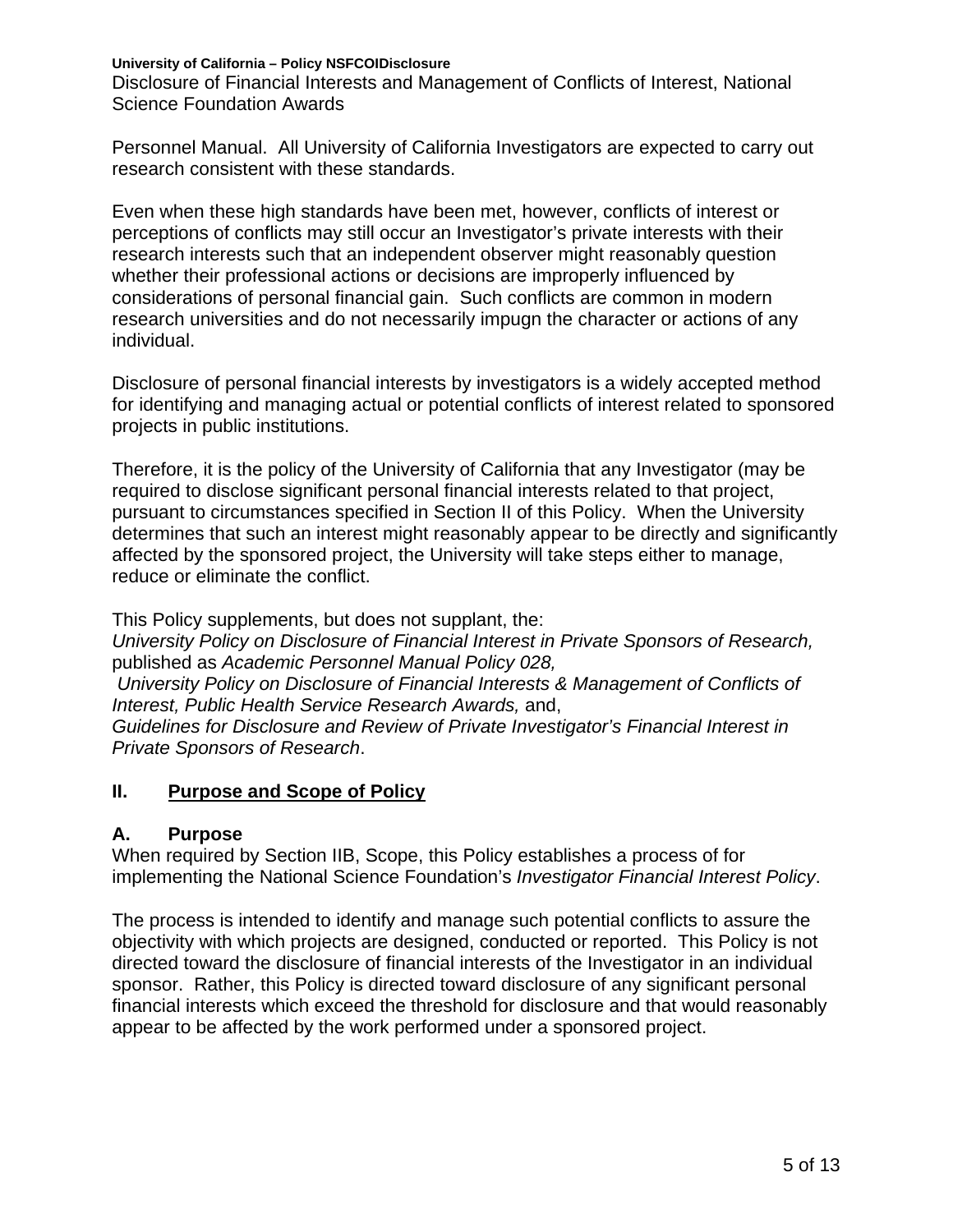Personnel Manual. All University of California Investigators are expected to carry out research consistent with these standards.

Even when these high standards have been met, however, conflicts of interest or perceptions of conflicts may still occur an Investigator's private interests with their research interests such that an independent observer might reasonably question whether their professional actions or decisions are improperly influenced by considerations of personal financial gain. Such conflicts are common in modern research universities and do not necessarily impugn the character or actions of any individual.

Disclosure of personal financial interests by investigators is a widely accepted method for identifying and managing actual or potential conflicts of interest related to sponsored projects in public institutions.

Therefore, it is the policy of the University of California that any Investigator (may be required to disclose significant personal financial interests related to that project, pursuant to circumstances specified in Section II of this Policy. When the University determines that such an interest might reasonably appear to be directly and significantly affected by the sponsored project, the University will take steps either to manage, reduce or eliminate the conflict.

This Policy supplements, but does not supplant, the:
*University Policy on Disclosure of Financial Interest in Private Sponsors of Research,* published as *Academic Personnel Manual Policy 028,*
*University Policy on Disclosure of Financial Interests & Management of Conflicts of Interest, Public Health Service Research Awards,* and,
*Guidelines for Disclosure and Review of Private Investigator's Financial Interest in Private Sponsors of Research*.

## II. Purpose and Scope of Policy

### A. Purpose

When required by Section IIB, Scope, this Policy establishes a process of for implementing the National Science Foundation's *Investigator Financial Interest Policy*.

The process is intended to identify and manage such potential conflicts to assure the objectivity with which projects are designed, conducted or reported. This Policy is not directed toward the disclosure of financial interests of the Investigator in an individual sponsor. Rather, this Policy is directed toward disclosure of any significant personal financial interests which exceed the threshold for disclosure and that would reasonably appear to be affected by the work performed under a sponsored project.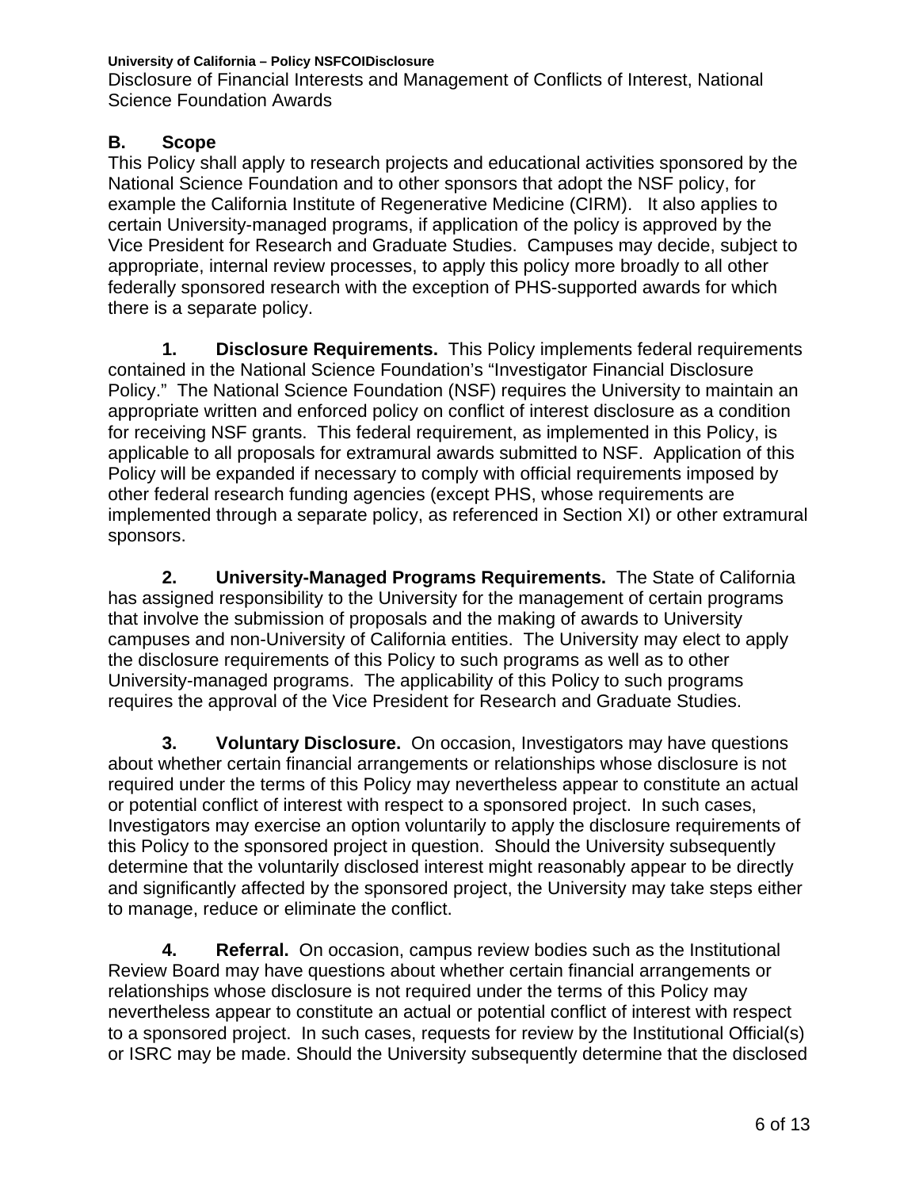## B. Scope

This Policy shall apply to research projects and educational activities sponsored by the National Science Foundation and to other sponsors that adopt the NSF policy, for example the California Institute of Regenerative Medicine (CIRM). It also applies to certain University-managed programs, if application of the policy is approved by the Vice President for Research and Graduate Studies. Campuses may decide, subject to appropriate, internal review processes, to apply this policy more broadly to all other federally sponsored research with the exception of PHS-supported awards for which there is a separate policy.

**1. Disclosure Requirements.** This Policy implements federal requirements contained in the National Science Foundation's "Investigator Financial Disclosure Policy." The National Science Foundation (NSF) requires the University to maintain an appropriate written and enforced policy on conflict of interest disclosure as a condition for receiving NSF grants. This federal requirement, as implemented in this Policy, is applicable to all proposals for extramural awards submitted to NSF. Application of this Policy will be expanded if necessary to comply with official requirements imposed by other federal research funding agencies (except PHS, whose requirements are implemented through a separate policy, as referenced in Section XI) or other extramural sponsors.

**2. University-Managed Programs Requirements.** The State of California has assigned responsibility to the University for the management of certain programs that involve the submission of proposals and the making of awards to University campuses and non-University of California entities. The University may elect to apply the disclosure requirements of this Policy to such programs as well as to other University-managed programs. The applicability of this Policy to such programs requires the approval of the Vice President for Research and Graduate Studies.

**3. Voluntary Disclosure.** On occasion, Investigators may have questions about whether certain financial arrangements or relationships whose disclosure is not required under the terms of this Policy may nevertheless appear to constitute an actual or potential conflict of interest with respect to a sponsored project. In such cases, Investigators may exercise an option voluntarily to apply the disclosure requirements of this Policy to the sponsored project in question. Should the University subsequently determine that the voluntarily disclosed interest might reasonably appear to be directly and significantly affected by the sponsored project, the University may take steps either to manage, reduce or eliminate the conflict.

**4. Referral.** On occasion, campus review bodies such as the Institutional Review Board may have questions about whether certain financial arrangements or relationships whose disclosure is not required under the terms of this Policy may nevertheless appear to constitute an actual or potential conflict of interest with respect to a sponsored project. In such cases, requests for review by the Institutional Official(s) or ISRC may be made. Should the University subsequently determine that the disclosed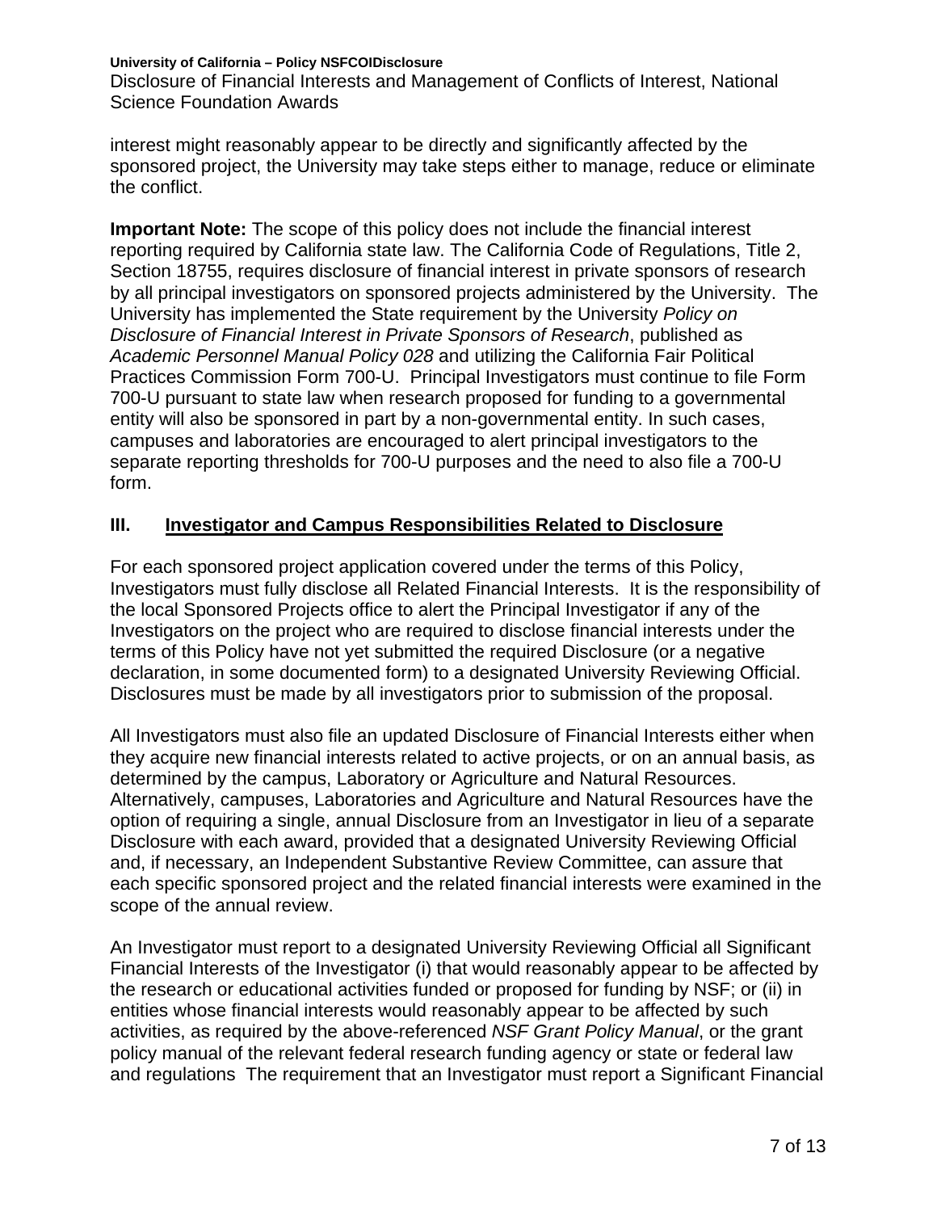interest might reasonably appear to be directly and significantly affected by the sponsored project, the University may take steps either to manage, reduce or eliminate the conflict.

**Important Note:** The scope of this policy does not include the financial interest reporting required by California state law. The California Code of Regulations, Title 2, Section 18755, requires disclosure of financial interest in private sponsors of research by all principal investigators on sponsored projects administered by the University. The University has implemented the State requirement by the University *Policy on Disclosure of Financial Interest in Private Sponsors of Research*, published as *Academic Personnel Manual Policy 028* and utilizing the California Fair Political Practices Commission Form 700-U. Principal Investigators must continue to file Form 700-U pursuant to state law when research proposed for funding to a governmental entity will also be sponsored in part by a non-governmental entity. In such cases, campuses and laboratories are encouraged to alert principal investigators to the separate reporting thresholds for 700-U purposes and the need to also file a 700-U form.

## III. Investigator and Campus Responsibilities Related to Disclosure

For each sponsored project application covered under the terms of this Policy, Investigators must fully disclose all Related Financial Interests. It is the responsibility of the local Sponsored Projects office to alert the Principal Investigator if any of the Investigators on the project who are required to disclose financial interests under the terms of this Policy have not yet submitted the required Disclosure (or a negative declaration, in some documented form) to a designated University Reviewing Official. Disclosures must be made by all investigators prior to submission of the proposal.

All Investigators must also file an updated Disclosure of Financial Interests either when they acquire new financial interests related to active projects, or on an annual basis, as determined by the campus, Laboratory or Agriculture and Natural Resources. Alternatively, campuses, Laboratories and Agriculture and Natural Resources have the option of requiring a single, annual Disclosure from an Investigator in lieu of a separate Disclosure with each award, provided that a designated University Reviewing Official and, if necessary, an Independent Substantive Review Committee, can assure that each specific sponsored project and the related financial interests were examined in the scope of the annual review.

An Investigator must report to a designated University Reviewing Official all Significant Financial Interests of the Investigator (i) that would reasonably appear to be affected by the research or educational activities funded or proposed for funding by NSF; or (ii) in entities whose financial interests would reasonably appear to be affected by such activities, as required by the above-referenced *NSF Grant Policy Manual*, or the grant policy manual of the relevant federal research funding agency or state or federal law and regulations The requirement that an Investigator must report a Significant Financial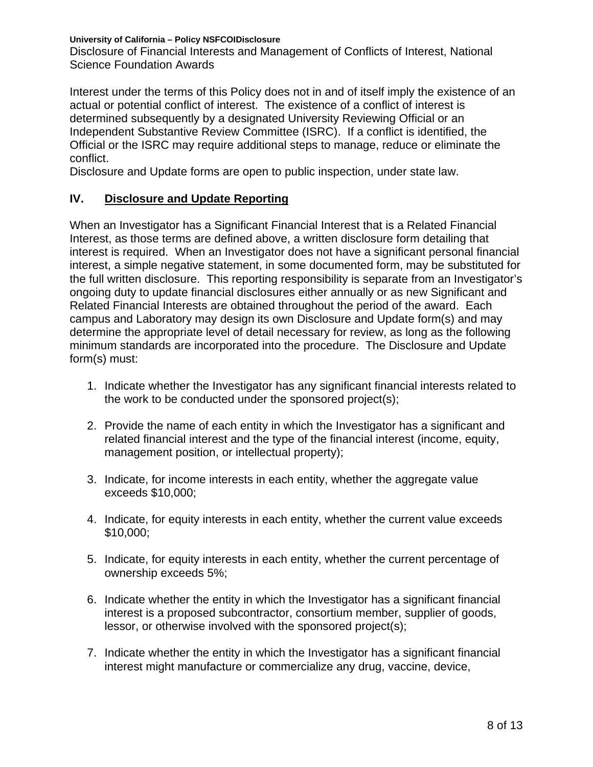Interest under the terms of this Policy does not in and of itself imply the existence of an actual or potential conflict of interest. The existence of a conflict of interest is determined subsequently by a designated University Reviewing Official or an Independent Substantive Review Committee (ISRC). If a conflict is identified, the Official or the ISRC may require additional steps to manage, reduce or eliminate the conflict.
Disclosure and Update forms are open to public inspection, under state law.

## IV. Disclosure and Update Reporting

When an Investigator has a Significant Financial Interest that is a Related Financial Interest, as those terms are defined above, a written disclosure form detailing that interest is required. When an Investigator does not have a significant personal financial interest, a simple negative statement, in some documented form, may be substituted for the full written disclosure. This reporting responsibility is separate from an Investigator's ongoing duty to update financial disclosures either annually or as new Significant and Related Financial Interests are obtained throughout the period of the award. Each campus and Laboratory may design its own Disclosure and Update form(s) and may determine the appropriate level of detail necessary for review, as long as the following minimum standards are incorporated into the procedure. The Disclosure and Update form(s) must:

1. Indicate whether the Investigator has any significant financial interests related to the work to be conducted under the sponsored project(s);

2. Provide the name of each entity in which the Investigator has a significant and related financial interest and the type of the financial interest (income, equity, management position, or intellectual property);

3. Indicate, for income interests in each entity, whether the aggregate value exceeds $10,000;

4. Indicate, for equity interests in each entity, whether the current value exceeds $10,000;

5. Indicate, for equity interests in each entity, whether the current percentage of ownership exceeds 5%;

6. Indicate whether the entity in which the Investigator has a significant financial interest is a proposed subcontractor, consortium member, supplier of goods, lessor, or otherwise involved with the sponsored project(s);

7. Indicate whether the entity in which the Investigator has a significant financial interest might manufacture or commercialize any drug, vaccine, device,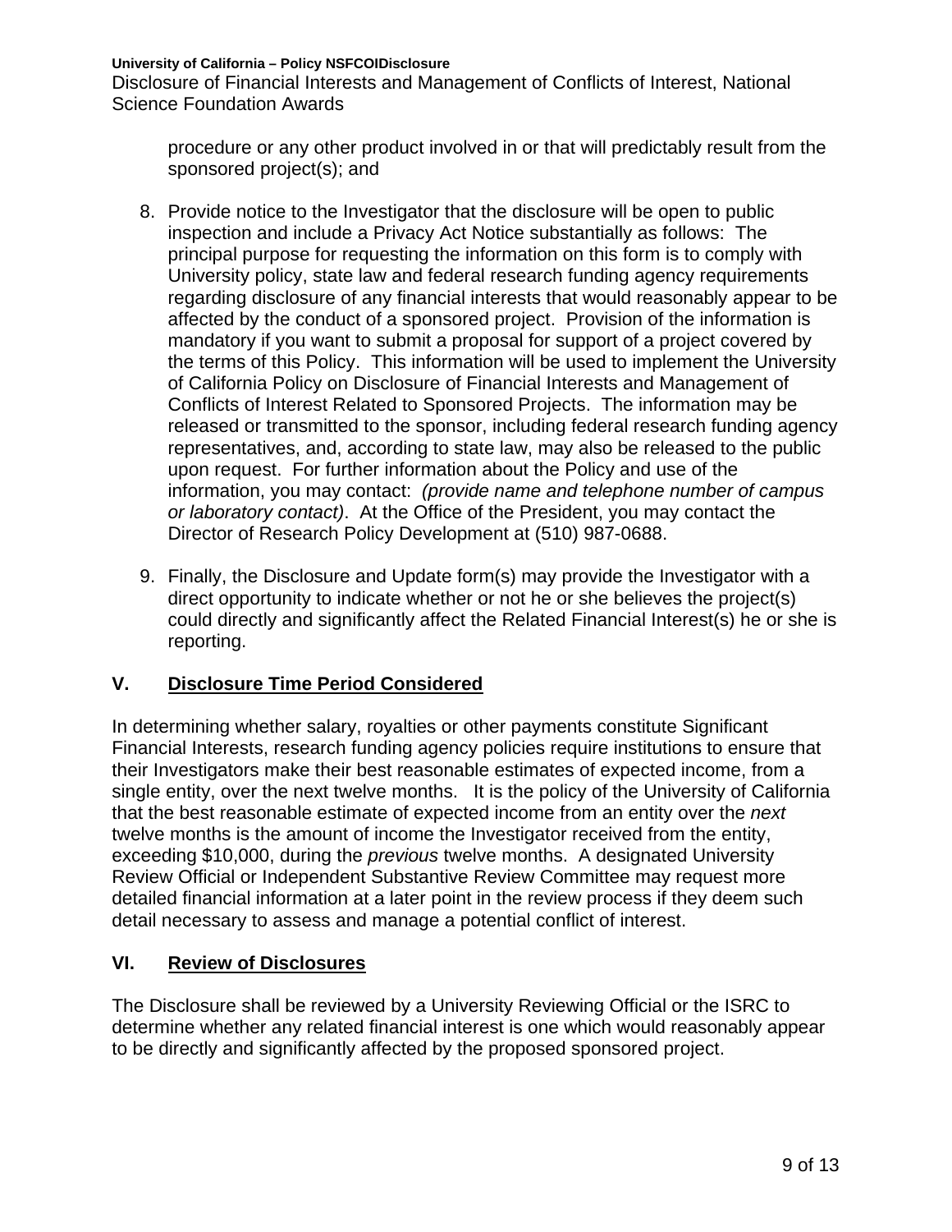procedure or any other product involved in or that will predictably result from the sponsored project(s); and

8. Provide notice to the Investigator that the disclosure will be open to public inspection and include a Privacy Act Notice substantially as follows: The principal purpose for requesting the information on this form is to comply with University policy, state law and federal research funding agency requirements regarding disclosure of any financial interests that would reasonably appear to be affected by the conduct of a sponsored project. Provision of the information is mandatory if you want to submit a proposal for support of a project covered by the terms of this Policy. This information will be used to implement the University of California Policy on Disclosure of Financial Interests and Management of Conflicts of Interest Related to Sponsored Projects. The information may be released or transmitted to the sponsor, including federal research funding agency representatives, and, according to state law, may also be released to the public upon request. For further information about the Policy and use of the information, you may contact: *(provide name and telephone number of campus or laboratory contact)*. At the Office of the President, you may contact the Director of Research Policy Development at (510) 987-0688.

9. Finally, the Disclosure and Update form(s) may provide the Investigator with a direct opportunity to indicate whether or not he or she believes the project(s) could directly and significantly affect the Related Financial Interest(s) he or she is reporting.

## V. Disclosure Time Period Considered

In determining whether salary, royalties or other payments constitute Significant Financial Interests, research funding agency policies require institutions to ensure that their Investigators make their best reasonable estimates of expected income, from a single entity, over the next twelve months. It is the policy of the University of California that the best reasonable estimate of expected income from an entity over the *next* twelve months is the amount of income the Investigator received from the entity, exceeding $10,000, during the *previous* twelve months. A designated University Review Official or Independent Substantive Review Committee may request more detailed financial information at a later point in the review process if they deem such detail necessary to assess and manage a potential conflict of interest.

## VI. Review of Disclosures

The Disclosure shall be reviewed by a University Reviewing Official or the ISRC to determine whether any related financial interest is one which would reasonably appear to be directly and significantly affected by the proposed sponsored project.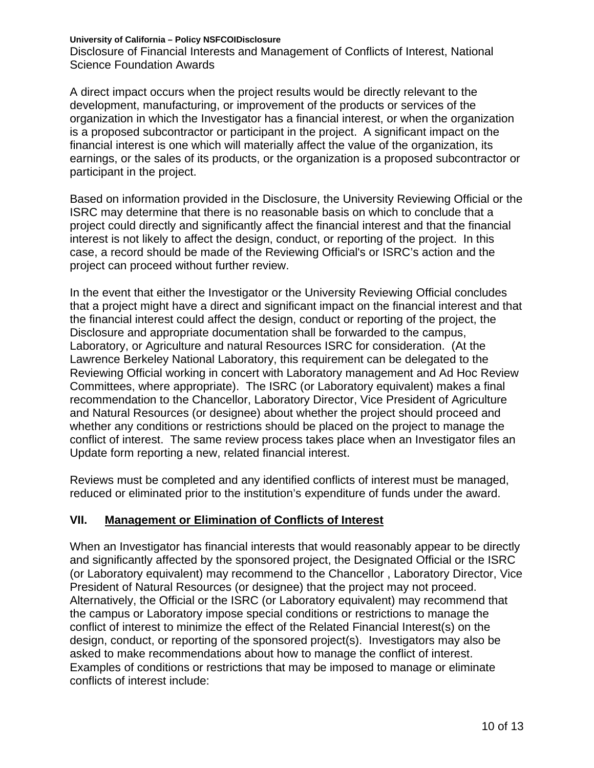A direct impact occurs when the project results would be directly relevant to the development, manufacturing, or improvement of the products or services of the organization in which the Investigator has a financial interest, or when the organization is a proposed subcontractor or participant in the project. A significant impact on the financial interest is one which will materially affect the value of the organization, its earnings, or the sales of its products, or the organization is a proposed subcontractor or participant in the project.

Based on information provided in the Disclosure, the University Reviewing Official or the ISRC may determine that there is no reasonable basis on which to conclude that a project could directly and significantly affect the financial interest and that the financial interest is not likely to affect the design, conduct, or reporting of the project. In this case, a record should be made of the Reviewing Official's or ISRC's action and the project can proceed without further review.

In the event that either the Investigator or the University Reviewing Official concludes that a project might have a direct and significant impact on the financial interest and that the financial interest could affect the design, conduct or reporting of the project, the Disclosure and appropriate documentation shall be forwarded to the campus, Laboratory, or Agriculture and natural Resources ISRC for consideration. (At the Lawrence Berkeley National Laboratory, this requirement can be delegated to the Reviewing Official working in concert with Laboratory management and Ad Hoc Review Committees, where appropriate). The ISRC (or Laboratory equivalent) makes a final recommendation to the Chancellor, Laboratory Director, Vice President of Agriculture and Natural Resources (or designee) about whether the project should proceed and whether any conditions or restrictions should be placed on the project to manage the conflict of interest. The same review process takes place when an Investigator files an Update form reporting a new, related financial interest.

Reviews must be completed and any identified conflicts of interest must be managed, reduced or eliminated prior to the institution's expenditure of funds under the award.

## VII. Management or Elimination of Conflicts of Interest

When an Investigator has financial interests that would reasonably appear to be directly and significantly affected by the sponsored project, the Designated Official or the ISRC (or Laboratory equivalent) may recommend to the Chancellor , Laboratory Director, Vice President of Natural Resources (or designee) that the project may not proceed. Alternatively, the Official or the ISRC (or Laboratory equivalent) may recommend that the campus or Laboratory impose special conditions or restrictions to manage the conflict of interest to minimize the effect of the Related Financial Interest(s) on the design, conduct, or reporting of the sponsored project(s). Investigators may also be asked to make recommendations about how to manage the conflict of interest. Examples of conditions or restrictions that may be imposed to manage or eliminate conflicts of interest include: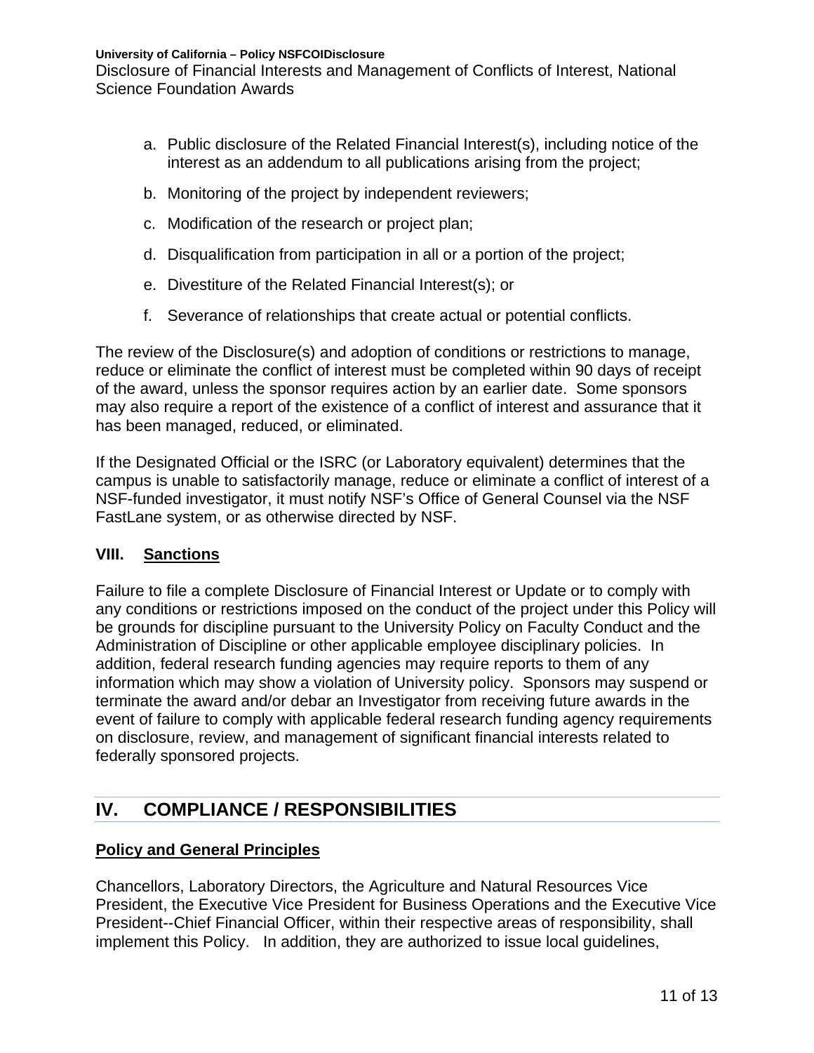a. Public disclosure of the Related Financial Interest(s), including notice of the interest as an addendum to all publications arising from the project;

b. Monitoring of the project by independent reviewers;

c. Modification of the research or project plan;

d. Disqualification from participation in all or a portion of the project;

e. Divestiture of the Related Financial Interest(s); or

f. Severance of relationships that create actual or potential conflicts.

The review of the Disclosure(s) and adoption of conditions or restrictions to manage, reduce or eliminate the conflict of interest must be completed within 90 days of receipt of the award, unless the sponsor requires action by an earlier date. Some sponsors may also require a report of the existence of a conflict of interest and assurance that it has been managed, reduced, or eliminated.

If the Designated Official or the ISRC (or Laboratory equivalent) determines that the campus is unable to satisfactorily manage, reduce or eliminate a conflict of interest of a NSF-funded investigator, it must notify NSF's Office of General Counsel via the NSF FastLane system, or as otherwise directed by NSF.

### VIII. Sanctions

Failure to file a complete Disclosure of Financial Interest or Update or to comply with any conditions or restrictions imposed on the conduct of the project under this Policy will be grounds for discipline pursuant to the University Policy on Faculty Conduct and the Administration of Discipline or other applicable employee disciplinary policies. In addition, federal research funding agencies may require reports to them of any information which may show a violation of University policy. Sponsors may suspend or terminate the award and/or debar an Investigator from receiving future awards in the event of failure to comply with applicable federal research funding agency requirements on disclosure, review, and management of significant financial interests related to federally sponsored projects.

## IV. COMPLIANCE / RESPONSIBILITIES

### Policy and General Principles

Chancellors, Laboratory Directors, the Agriculture and Natural Resources Vice President, the Executive Vice President for Business Operations and the Executive Vice President--Chief Financial Officer, within their respective areas of responsibility, shall implement this Policy. In addition, they are authorized to issue local guidelines,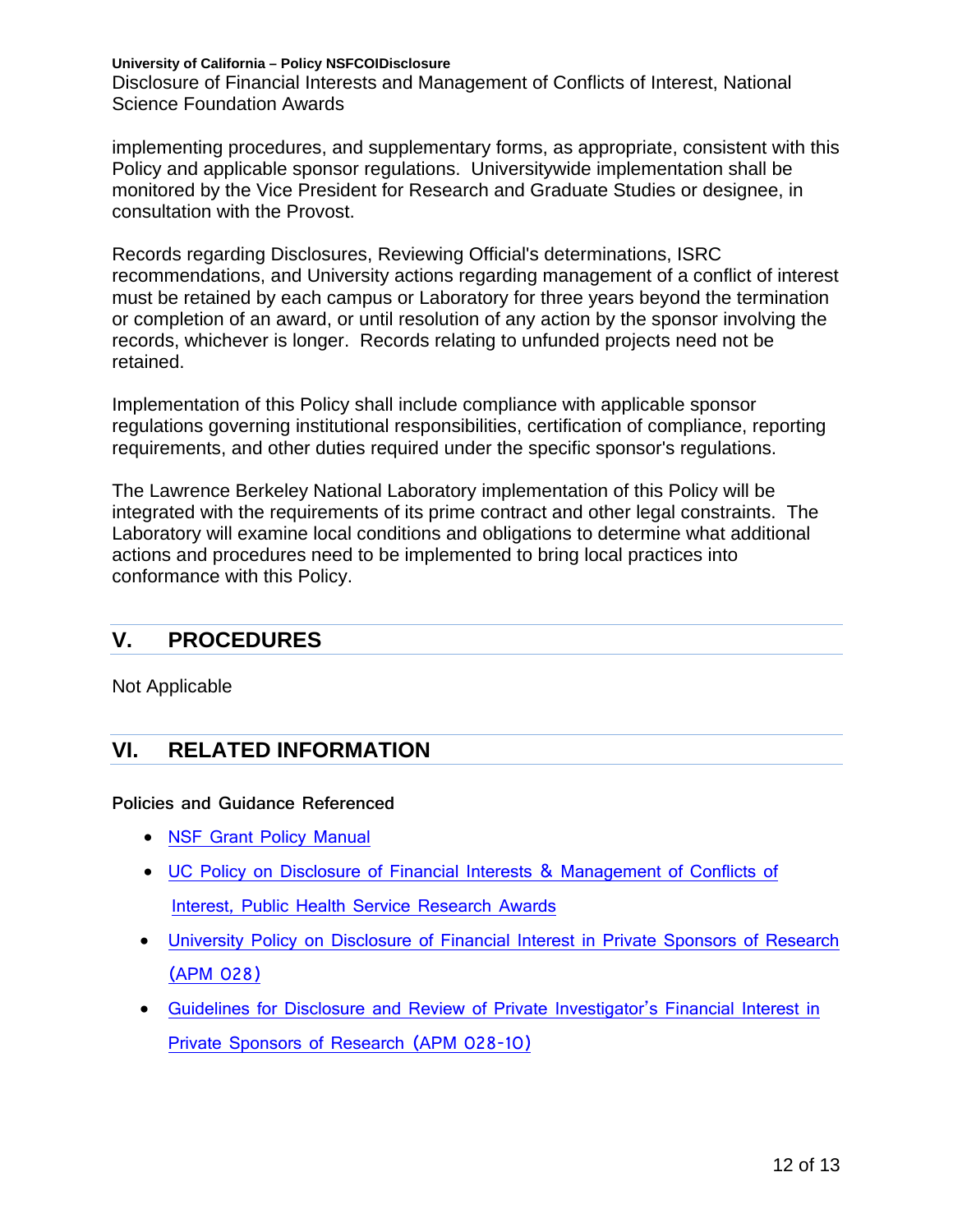implementing procedures, and supplementary forms, as appropriate, consistent with this Policy and applicable sponsor regulations. Universitywide implementation shall be monitored by the Vice President for Research and Graduate Studies or designee, in consultation with the Provost.

Records regarding Disclosures, Reviewing Official's determinations, ISRC recommendations, and University actions regarding management of a conflict of interest must be retained by each campus or Laboratory for three years beyond the termination or completion of an award, or until resolution of any action by the sponsor involving the records, whichever is longer. Records relating to unfunded projects need not be retained.

Implementation of this Policy shall include compliance with applicable sponsor regulations governing institutional responsibilities, certification of compliance, reporting requirements, and other duties required under the specific sponsor's regulations.

The Lawrence Berkeley National Laboratory implementation of this Policy will be integrated with the requirements of its prime contract and other legal constraints. The Laboratory will examine local conditions and obligations to determine what additional actions and procedures need to be implemented to bring local practices into conformance with this Policy.

## V. PROCEDURES

Not Applicable

## VI. RELATED INFORMATION

**Policies and Guidance Referenced**

- NSF Grant Policy Manual
- UC Policy on Disclosure of Financial Interests & Management of Conflicts of Interest, Public Health Service Research Awards
- University Policy on Disclosure of Financial Interest in Private Sponsors of Research (APM 028)
- Guidelines for Disclosure and Review of Private Investigator's Financial Interest in Private Sponsors of Research (APM 028-10)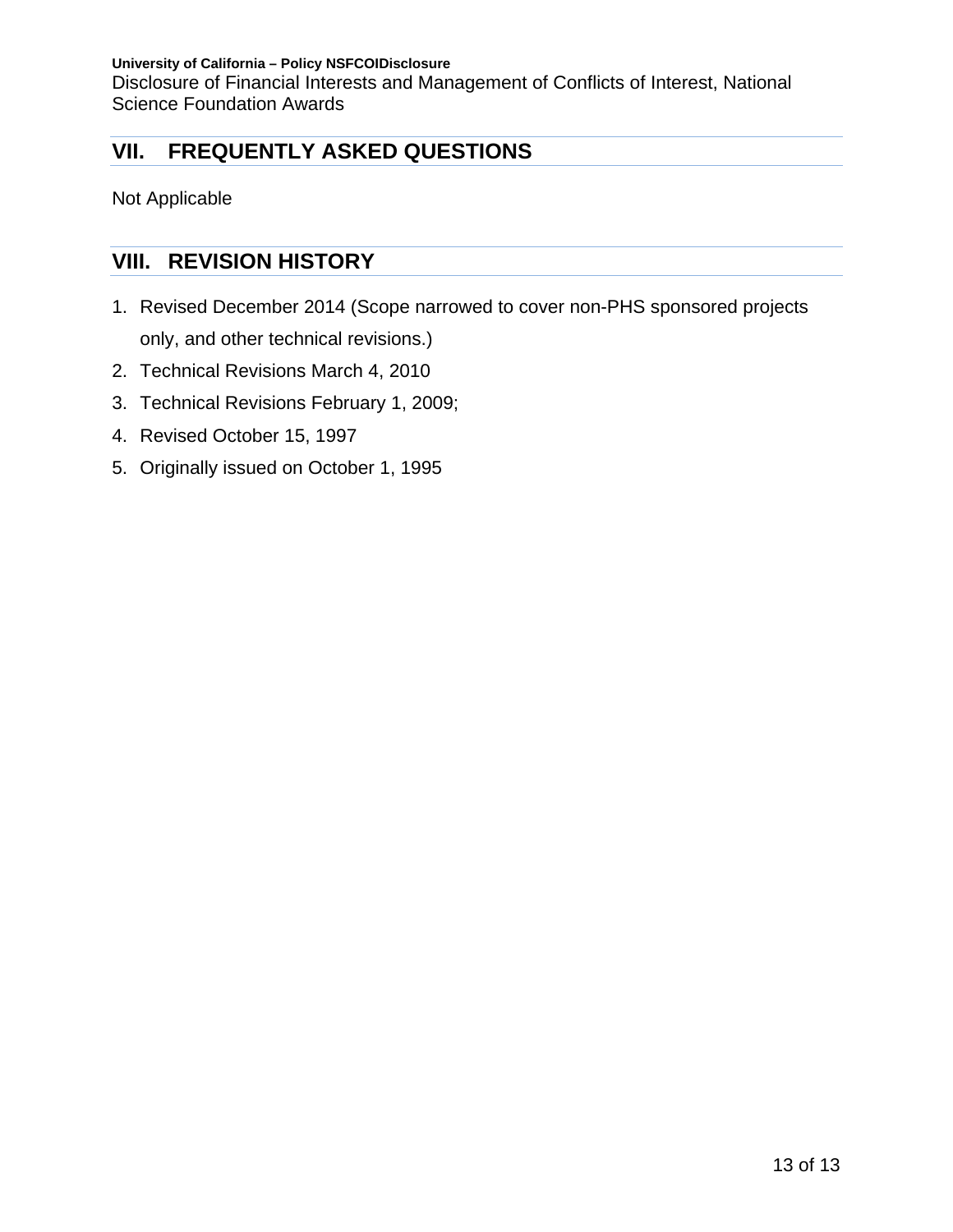## VII. FREQUENTLY ASKED QUESTIONS

Not Applicable

## VIII. REVISION HISTORY

1. Revised December 2014 (Scope narrowed to cover non-PHS sponsored projects only, and other technical revisions.)
2. Technical Revisions March 4, 2010
3. Technical Revisions February 1, 2009;
4. Revised October 15, 1997
5. Originally issued on October 1, 1995